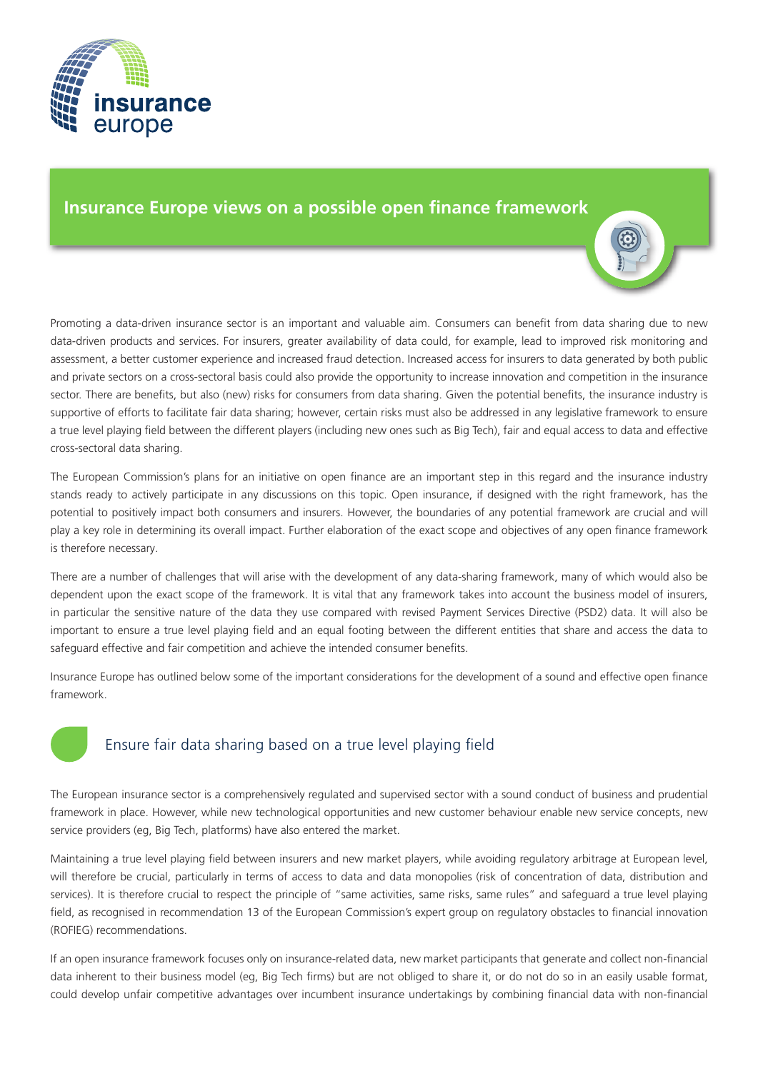# Insurance Europe views on a possible open finance framework

Promoting a data-driven insurance sector is an important and valuable aim. Consumers can benefit from data sharing due to new data-driven products and services. For insurers, greater availability of data could, for example, lead to improved risk monitoring and assessment, a better customer experience and increased fraud detection. Increased access for insurers to data generated by both public and private sectors on a cross-sectoral basis could also provide the opportunity to increase innovation and competition in the insurance sector. There are benefits, but also (new) risks for consumers from data sharing. Given the potential benefits, the insurance industry is supportive of efforts to facilitate fair data sharing; however, certain risks must also be addressed in any legislative framework to ensure a true level playing field between the different players (including new ones such as Big Tech), fair and equal access to data and effective cross-sectoral data sharing.

The European Commission's plans for an initiative on open finance are an important step in this regard and the insurance industry stands ready to actively participate in any discussions on this topic. Open insurance, if designed with the right framework, has the potential to positively impact both consumers and insurers. However, the boundaries of any potential framework are crucial and will play a key role in determining its overall impact. Further elaboration of the exact scope and objectives of any open finance framework is therefore necessary.

There are a number of challenges that will arise with the development of any data-sharing framework, many of which would also be dependent upon the exact scope of the framework. It is vital that any framework takes into account the business model of insurers, in particular the sensitive nature of the data they use compared with revised Payment Services Directive (PSD2) data. It will also be important to ensure a true level playing field and an equal footing between the different entities that share and access the data to safeguard effective and fair competition and achieve the intended consumer benefits.

Insurance Europe has outlined below some of the important considerations for the development of a sound and effective open finance framework.

## Ensure fair data sharing based on a true level playing field

The European insurance sector is a comprehensively regulated and supervised sector with a sound conduct of business and prudential framework in place. However, while new technological opportunities and new customer behaviour enable new service concepts, new service providers (eg, Big Tech, platforms) have also entered the market.

Maintaining a true level playing field between insurers and new market players, while avoiding regulatory arbitrage at European level, will therefore be crucial, particularly in terms of access to data and data monopolies (risk of concentration of data, distribution and services). It is therefore crucial to respect the principle of "same activities, same risks, same rules" and safeguard a true level playing field, as recognised in recommendation 13 of the European Commission's expert group on regulatory obstacles to financial innovation (ROFIEG) recommendations.

If an open insurance framework focuses only on insurance-related data, new market participants that generate and collect non-financial data inherent to their business model (eg, Big Tech firms) but are not obliged to share it, or do not do so in an easily usable format, could develop unfair competitive advantages over incumbent insurance undertakings by combining financial data with non-financial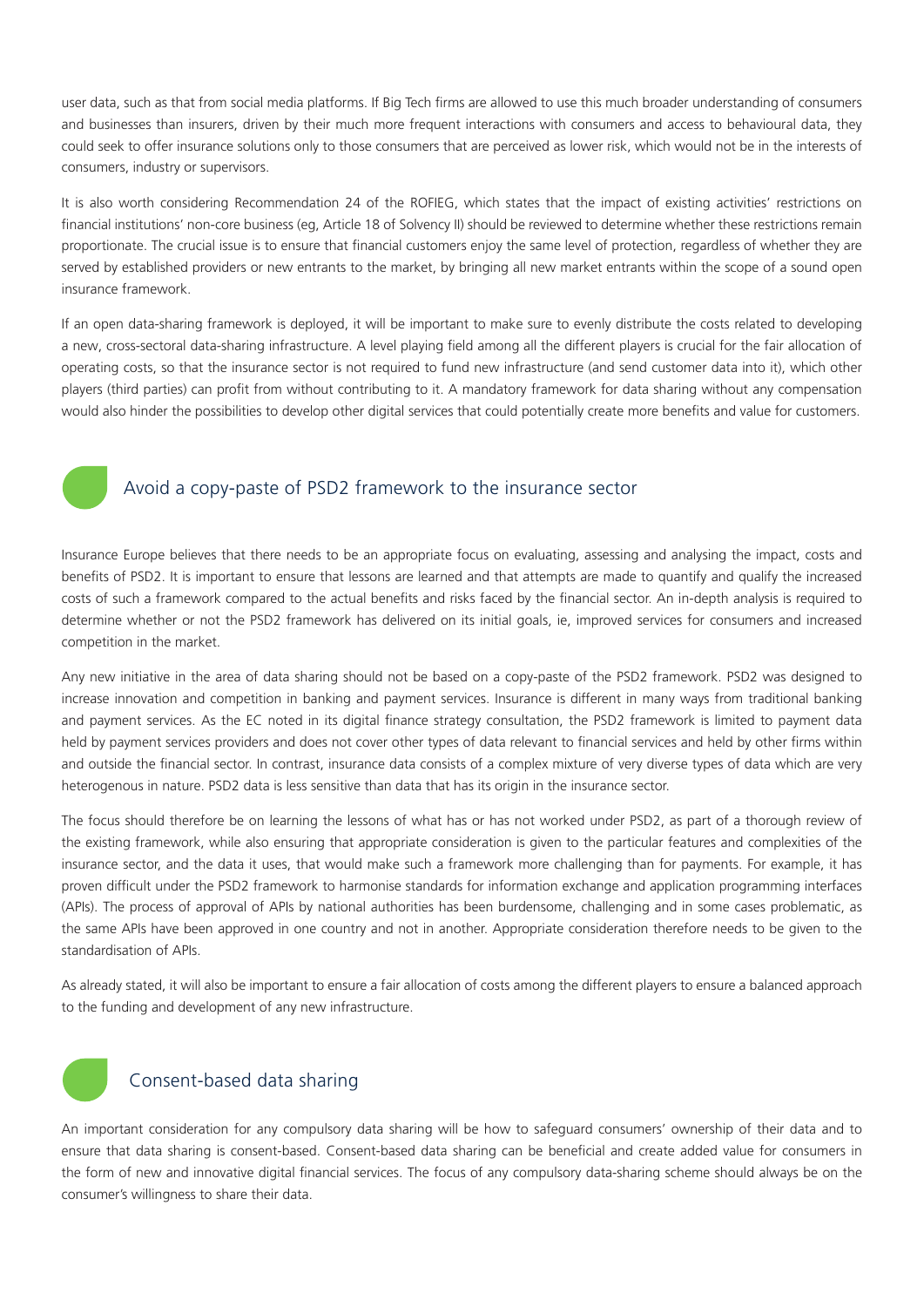user data, such as that from social media platforms. If Big Tech firms are allowed to use this much broader understanding of consumers and businesses than insurers, driven by their much more frequent interactions with consumers and access to behavioural data, they could seek to offer insurance solutions only to those consumers that are perceived as lower risk, which would not be in the interests of consumers, industry or supervisors.

It is also worth considering Recommendation 24 of the ROFIEG, which states that the impact of existing activities' restrictions on financial institutions' non-core business (eg, Article 18 of Solvency II) should be reviewed to determine whether these restrictions remain proportionate. The crucial issue is to ensure that financial customers enjoy the same level of protection, regardless of whether they are served by established providers or new entrants to the market, by bringing all new market entrants within the scope of a sound open insurance framework.

If an open data-sharing framework is deployed, it will be important to make sure to evenly distribute the costs related to developing a new, cross-sectoral data-sharing infrastructure. A level playing field among all the different players is crucial for the fair allocation of operating costs, so that the insurance sector is not required to fund new infrastructure (and send customer data into it), which other players (third parties) can profit from without contributing to it. A mandatory framework for data sharing without any compensation would also hinder the possibilities to develop other digital services that could potentially create more benefits and value for customers.

## Avoid a copy-paste of PSD2 framework to the insurance sector

Insurance Europe believes that there needs to be an appropriate focus on evaluating, assessing and analysing the impact, costs and benefits of PSD2. It is important to ensure that lessons are learned and that attempts are made to quantify and qualify the increased costs of such a framework compared to the actual benefits and risks faced by the financial sector. An in-depth analysis is required to determine whether or not the PSD2 framework has delivered on its initial goals, ie, improved services for consumers and increased competition in the market.

Any new initiative in the area of data sharing should not be based on a copy-paste of the PSD2 framework. PSD2 was designed to increase innovation and competition in banking and payment services. Insurance is different in many ways from traditional banking and payment services. As the EC noted in its digital finance strategy consultation, the PSD2 framework is limited to payment data held by payment services providers and does not cover other types of data relevant to financial services and held by other firms within and outside the financial sector. In contrast, insurance data consists of a complex mixture of very diverse types of data which are very heterogenous in nature. PSD2 data is less sensitive than data that has its origin in the insurance sector.

The focus should therefore be on learning the lessons of what has or has not worked under PSD2, as part of a thorough review of the existing framework, while also ensuring that appropriate consideration is given to the particular features and complexities of the insurance sector, and the data it uses, that would make such a framework more challenging than for payments. For example, it has proven difficult under the PSD2 framework to harmonise standards for information exchange and application programming interfaces (APIs). The process of approval of APIs by national authorities has been burdensome, challenging and in some cases problematic, as the same APIs have been approved in one country and not in another. Appropriate consideration therefore needs to be given to the standardisation of APIs.

As already stated, it will also be important to ensure a fair allocation of costs among the different players to ensure a balanced approach to the funding and development of any new infrastructure.

## Consent-based data sharing

An important consideration for any compulsory data sharing will be how to safeguard consumers' ownership of their data and to ensure that data sharing is consent-based. Consent-based data sharing can be beneficial and create added value for consumers in the form of new and innovative digital financial services. The focus of any compulsory data-sharing scheme should always be on the consumer's willingness to share their data.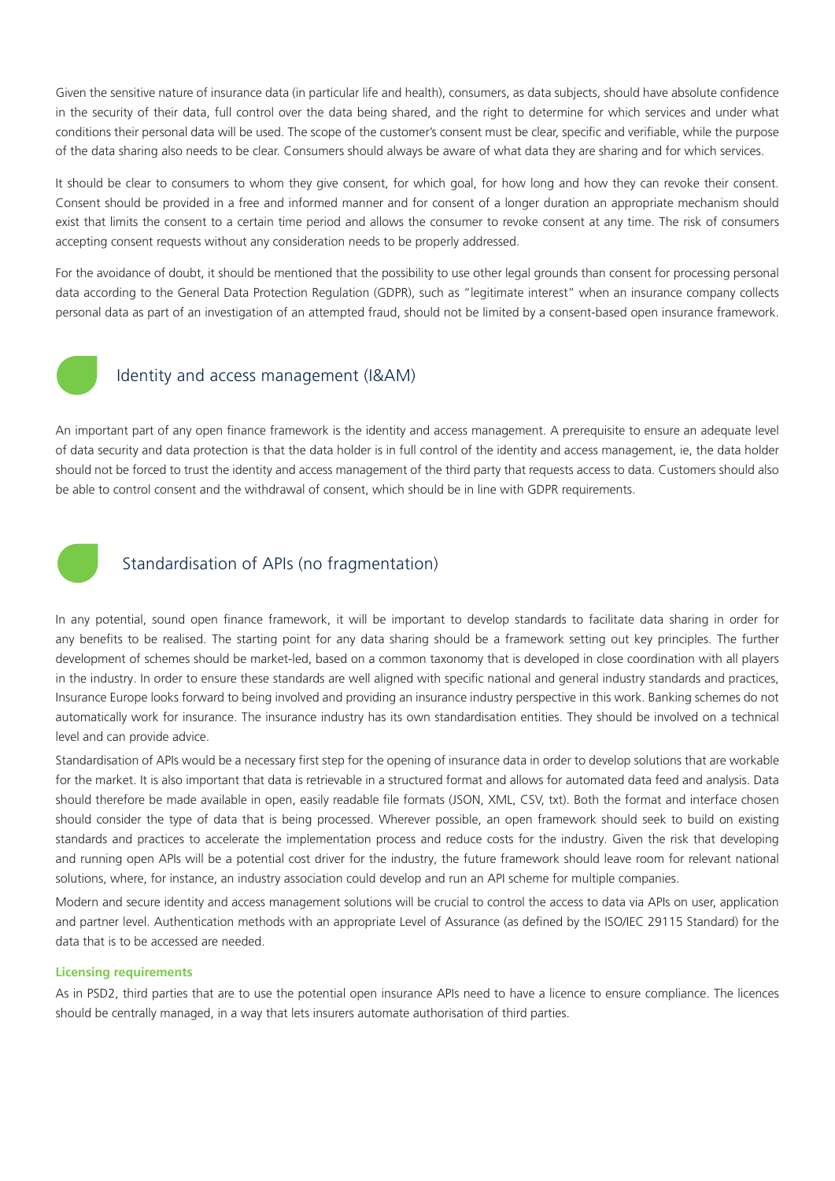Given the sensitive nature of insurance data (in particular life and health), consumers, as data subjects, should have absolute confidence in the security of their data, full control over the data being shared, and the right to determine for which services and under what conditions their personal data will be used. The scope of the customer's consent must be clear, specific and verifiable, while the purpose of the data sharing also needs to be clear. Consumers should always be aware of what data they are sharing and for which services.

It should be clear to consumers to whom they give consent, for which goal, for how long and how they can revoke their consent. Consent should be provided in a free and informed manner and for consent of a longer duration an appropriate mechanism should exist that limits the consent to a certain time period and allows the consumer to revoke consent at any time. The risk of consumers accepting consent requests without any consideration needs to be properly addressed.

For the avoidance of doubt, it should be mentioned that the possibility to use other legal grounds than consent for processing personal data according to the General Data Protection Regulation (GDPR), such as "legitimate interest" when an insurance company collects personal data as part of an investigation of an attempted fraud, should not be limited by a consent-based open insurance framework.

## Identity and access management (I&AM)

An important part of any open finance framework is the identity and access management. A prerequisite to ensure an adequate level of data security and data protection is that the data holder is in full control of the identity and access management, ie, the data holder should not be forced to trust the identity and access management of the third party that requests access to data. Customers should also be able to control consent and the withdrawal of consent, which should be in line with GDPR requirements.

## Standardisation of APIs (no fragmentation)

In any potential, sound open finance framework, it will be important to develop standards to facilitate data sharing in order for any benefits to be realised. The starting point for any data sharing should be a framework setting out key principles. The further development of schemes should be market-led, based on a common taxonomy that is developed in close coordination with all players in the industry. In order to ensure these standards are well aligned with specific national and general industry standards and practices, Insurance Europe looks forward to being involved and providing an insurance industry perspective in this work. Banking schemes do not automatically work for insurance. The insurance industry has its own standardisation entities. They should be involved on a technical level and can provide advice.

Standardisation of APIs would be a necessary first step for the opening of insurance data in order to develop solutions that are workable for the market. It is also important that data is retrievable in a structured format and allows for automated data feed and analysis. Data should therefore be made available in open, easily readable file formats (JSON, XML, CSV, txt). Both the format and interface chosen should consider the type of data that is being processed. Wherever possible, an open framework should seek to build on existing standards and practices to accelerate the implementation process and reduce costs for the industry. Given the risk that developing and running open APIs will be a potential cost driver for the industry, the future framework should leave room for relevant national solutions, where, for instance, an industry association could develop and run an API scheme for multiple companies.

Modern and secure identity and access management solutions will be crucial to control the access to data via APIs on user, application and partner level. Authentication methods with an appropriate Level of Assurance (as defined by the ISO/IEC 29115 Standard) for the data that is to be accessed are needed.

### Licensing requirements

As in PSD2, third parties that are to use the potential open insurance APIs need to have a licence to ensure compliance. The licences should be centrally managed, in a way that lets insurers automate authorisation of third parties.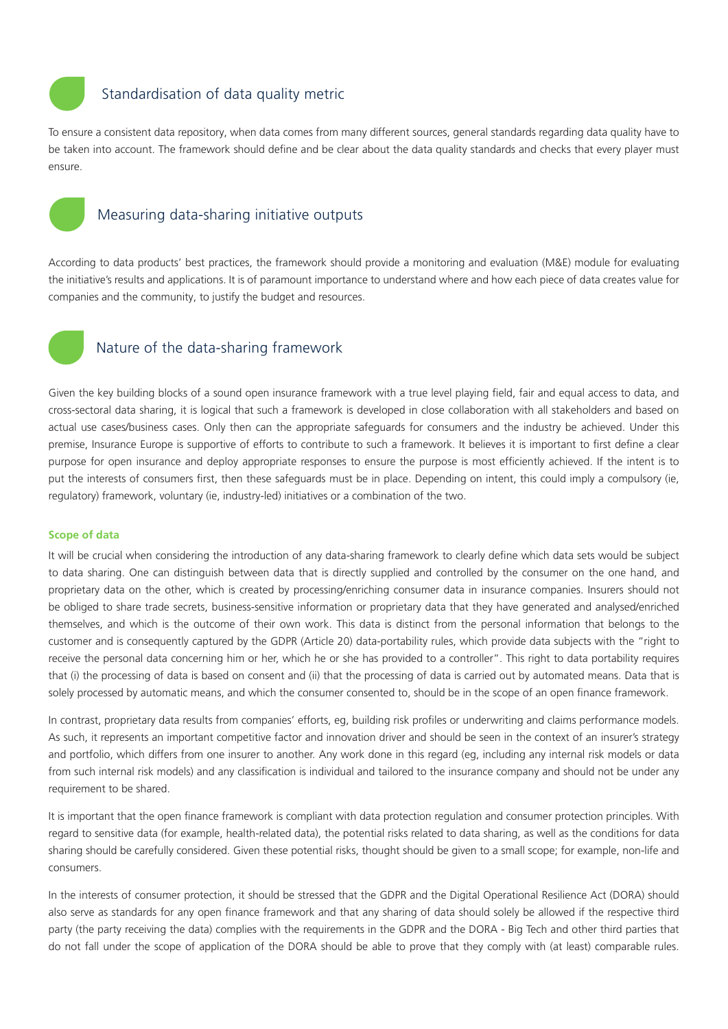## Standardisation of data quality metric

To ensure a consistent data repository, when data comes from many different sources, general standards regarding data quality have to be taken into account. The framework should define and be clear about the data quality standards and checks that every player must ensure.

## Measuring data-sharing initiative outputs

According to data products' best practices, the framework should provide a monitoring and evaluation (M&E) module for evaluating the initiative's results and applications. It is of paramount importance to understand where and how each piece of data creates value for companies and the community, to justify the budget and resources.

## Nature of the data-sharing framework

Given the key building blocks of a sound open insurance framework with a true level playing field, fair and equal access to data, and cross-sectoral data sharing, it is logical that such a framework is developed in close collaboration with all stakeholders and based on actual use cases/business cases. Only then can the appropriate safeguards for consumers and the industry be achieved. Under this premise, Insurance Europe is supportive of efforts to contribute to such a framework. It believes it is important to first define a clear purpose for open insurance and deploy appropriate responses to ensure the purpose is most efficiently achieved. If the intent is to put the interests of consumers first, then these safeguards must be in place. Depending on intent, this could imply a compulsory (ie, regulatory) framework, voluntary (ie, industry-led) initiatives or a combination of the two.

### Scope of data

It will be crucial when considering the introduction of any data-sharing framework to clearly define which data sets would be subject to data sharing. One can distinguish between data that is directly supplied and controlled by the consumer on the one hand, and proprietary data on the other, which is created by processing/enriching consumer data in insurance companies. Insurers should not be obliged to share trade secrets, business-sensitive information or proprietary data that they have generated and analysed/enriched themselves, and which is the outcome of their own work. This data is distinct from the personal information that belongs to the customer and is consequently captured by the GDPR (Article 20) data-portability rules, which provide data subjects with the "right to receive the personal data concerning him or her, which he or she has provided to a controller". This right to data portability requires that (i) the processing of data is based on consent and (ii) that the processing of data is carried out by automated means. Data that is solely processed by automatic means, and which the consumer consented to, should be in the scope of an open finance framework.

In contrast, proprietary data results from companies' efforts, eg, building risk profiles or underwriting and claims performance models. As such, it represents an important competitive factor and innovation driver and should be seen in the context of an insurer's strategy and portfolio, which differs from one insurer to another. Any work done in this regard (eg, including any internal risk models or data from such internal risk models) and any classification is individual and tailored to the insurance company and should not be under any requirement to be shared.

It is important that the open finance framework is compliant with data protection regulation and consumer protection principles. With regard to sensitive data (for example, health-related data), the potential risks related to data sharing, as well as the conditions for data sharing should be carefully considered. Given these potential risks, thought should be given to a small scope; for example, non-life and consumers.

In the interests of consumer protection, it should be stressed that the GDPR and the Digital Operational Resilience Act (DORA) should also serve as standards for any open finance framework and that any sharing of data should solely be allowed if the respective third party (the party receiving the data) complies with the requirements in the GDPR and the DORA - Big Tech and other third parties that do not fall under the scope of application of the DORA should be able to prove that they comply with (at least) comparable rules.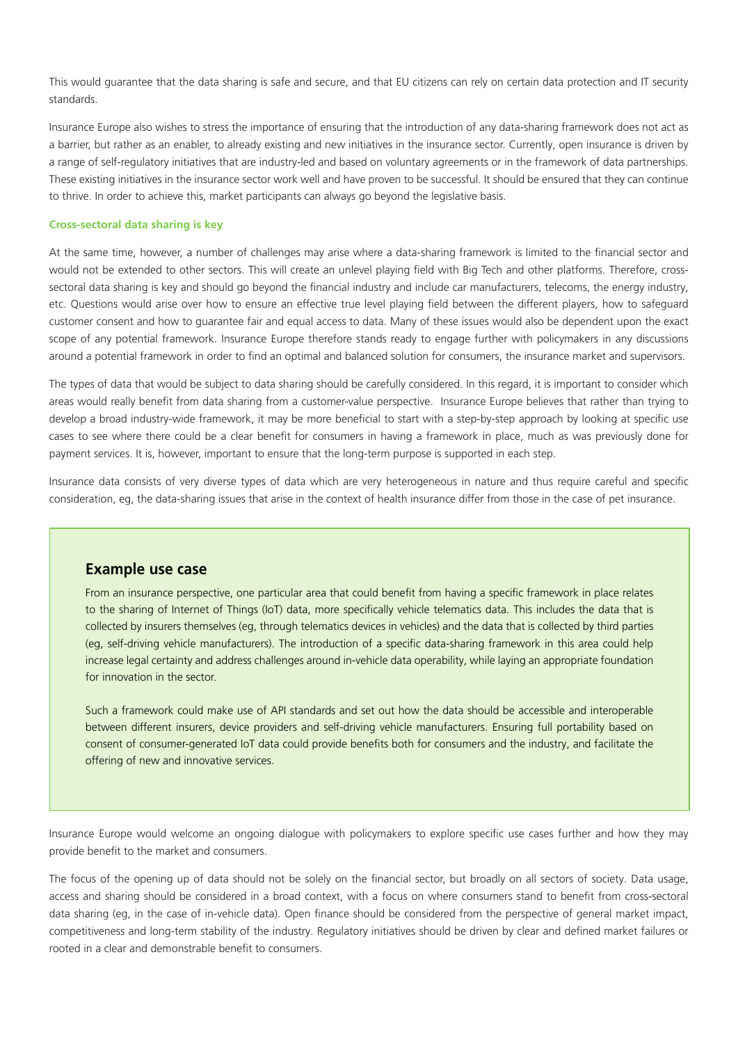This would guarantee that the data sharing is safe and secure, and that EU citizens can rely on certain data protection and IT security standards.

Insurance Europe also wishes to stress the importance of ensuring that the introduction of any data-sharing framework does not act as a barrier, but rather as an enabler, to already existing and new initiatives in the insurance sector. Currently, open insurance is driven by a range of self-regulatory initiatives that are industry-led and based on voluntary agreements or in the framework of data partnerships. These existing initiatives in the insurance sector work well and have proven to be successful. It should be ensured that they can continue to thrive. In order to achieve this, market participants can always go beyond the legislative basis.

### Cross-sectoral data sharing is key

At the same time, however, a number of challenges may arise where a data-sharing framework is limited to the financial sector and would not be extended to other sectors. This will create an unlevel playing field with Big Tech and other platforms. Therefore, cross-sectoral data sharing is key and should go beyond the financial industry and include car manufacturers, telecoms, the energy industry, etc. Questions would arise over how to ensure an effective true level playing field between the different players, how to safeguard customer consent and how to guarantee fair and equal access to data. Many of these issues would also be dependent upon the exact scope of any potential framework. Insurance Europe therefore stands ready to engage further with policymakers in any discussions around a potential framework in order to find an optimal and balanced solution for consumers, the insurance market and supervisors.

The types of data that would be subject to data sharing should be carefully considered. In this regard, it is important to consider which areas would really benefit from data sharing from a customer-value perspective. Insurance Europe believes that rather than trying to develop a broad industry-wide framework, it may be more beneficial to start with a step-by-step approach by looking at specific use cases to see where there could be a clear benefit for consumers in having a framework in place, much as was previously done for payment services. It is, however, important to ensure that the long-term purpose is supported in each step.

Insurance data consists of very diverse types of data which are very heterogeneous in nature and thus require careful and specific consideration, eg, the data-sharing issues that arise in the context of health insurance differ from those in the case of pet insurance.

## Example use case

From an insurance perspective, one particular area that could benefit from having a specific framework in place relates to the sharing of Internet of Things (IoT) data, more specifically vehicle telematics data. This includes the data that is collected by insurers themselves (eg, through telematics devices in vehicles) and the data that is collected by third parties (eg, self-driving vehicle manufacturers). The introduction of a specific data-sharing framework in this area could help increase legal certainty and address challenges around in-vehicle data operability, while laying an appropriate foundation for innovation in the sector.

Such a framework could make use of API standards and set out how the data should be accessible and interoperable between different insurers, device providers and self-driving vehicle manufacturers. Ensuring full portability based on consent of consumer-generated IoT data could provide benefits both for consumers and the industry, and facilitate the offering of new and innovative services.

Insurance Europe would welcome an ongoing dialogue with policymakers to explore specific use cases further and how they may provide benefit to the market and consumers.

The focus of the opening up of data should not be solely on the financial sector, but broadly on all sectors of society. Data usage, access and sharing should be considered in a broad context, with a focus on where consumers stand to benefit from cross-sectoral data sharing (eg, in the case of in-vehicle data). Open finance should be considered from the perspective of general market impact, competitiveness and long-term stability of the industry. Regulatory initiatives should be driven by clear and defined market failures or rooted in a clear and demonstrable benefit to consumers.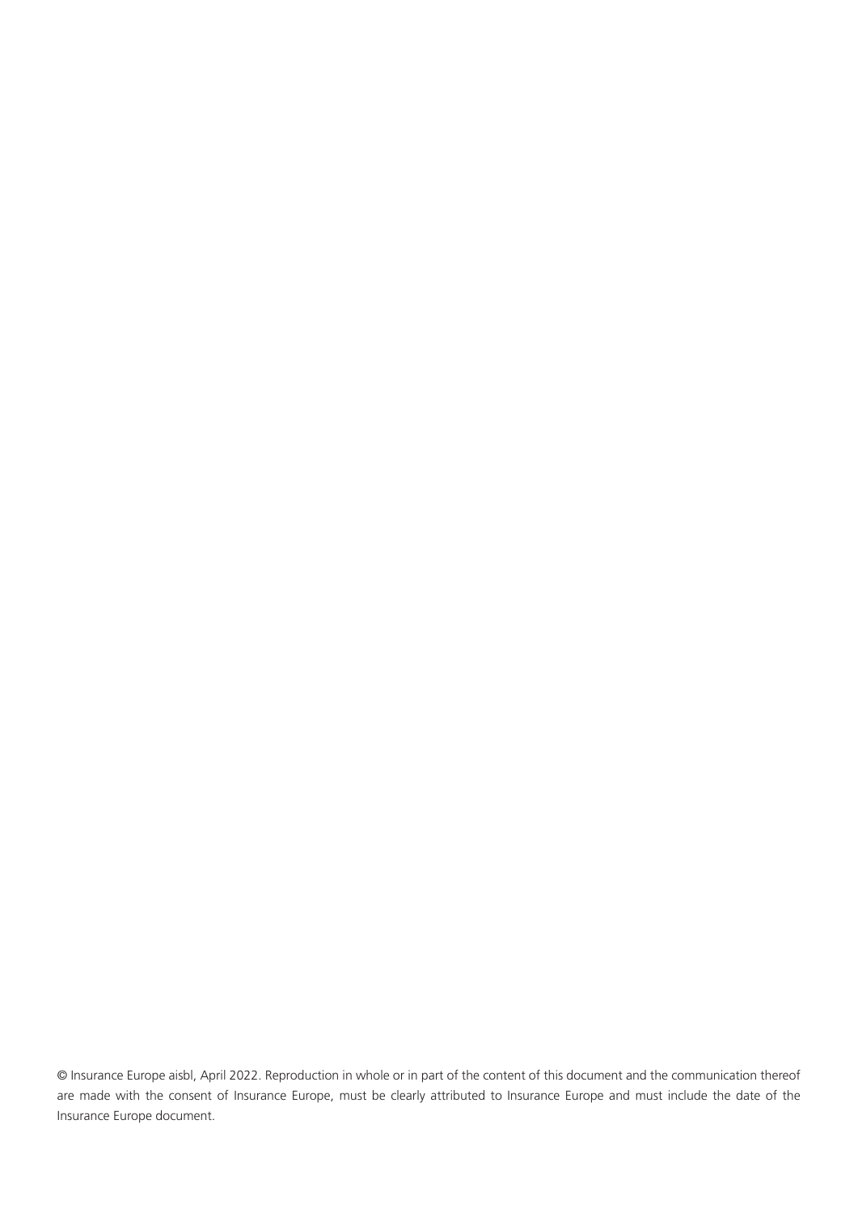© Insurance Europe aisbl, April 2022. Reproduction in whole or in part of the content of this document and the communication thereof are made with the consent of Insurance Europe, must be clearly attributed to Insurance Europe and must include the date of the Insurance Europe document.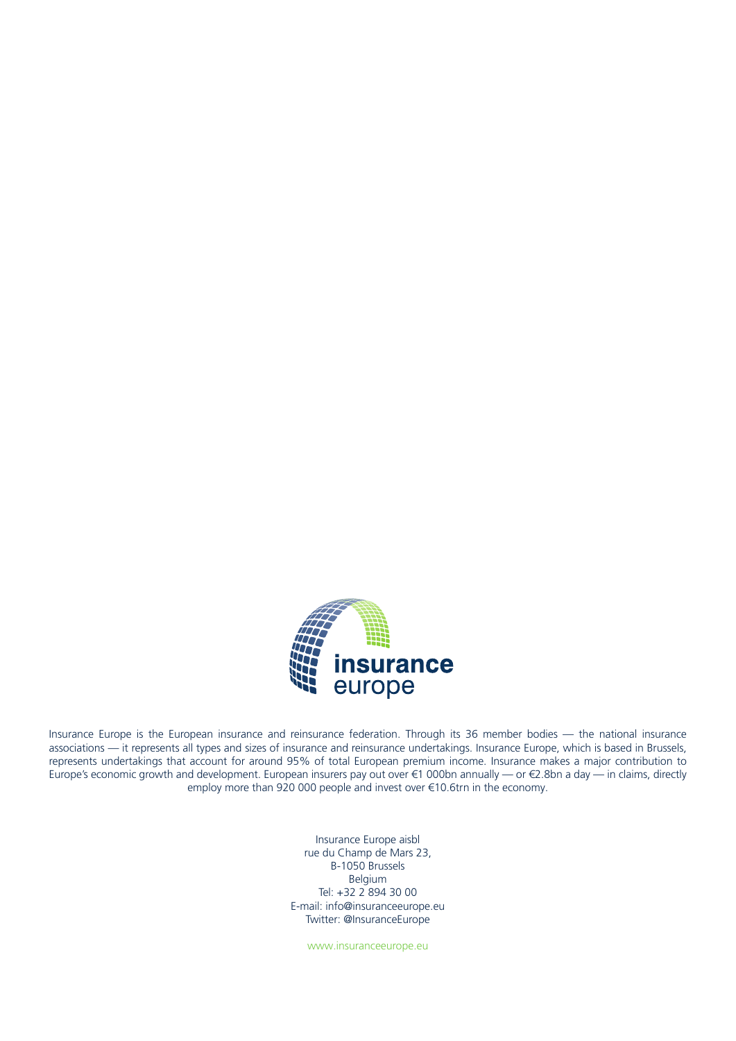insurance
europe

Insurance Europe is the European insurance and reinsurance federation. Through its 36 member bodies — the national insurance associations — it represents all types and sizes of insurance and reinsurance undertakings. Insurance Europe, which is based in Brussels, represents undertakings that account for around 95% of total European premium income. Insurance makes a major contribution to Europe's economic growth and development. European insurers pay out over €1 000bn annually — or €2.8bn a day — in claims, directly employ more than 920 000 people and invest over €10.6trn in the economy.

Insurance Europe aisbl
rue du Champ de Mars 23,
B-1050 Brussels
Belgium
Tel: +32 2 894 30 00
E-mail: info@insuranceeurope.eu
Twitter: @InsuranceEurope

www.insuranceeurope.eu